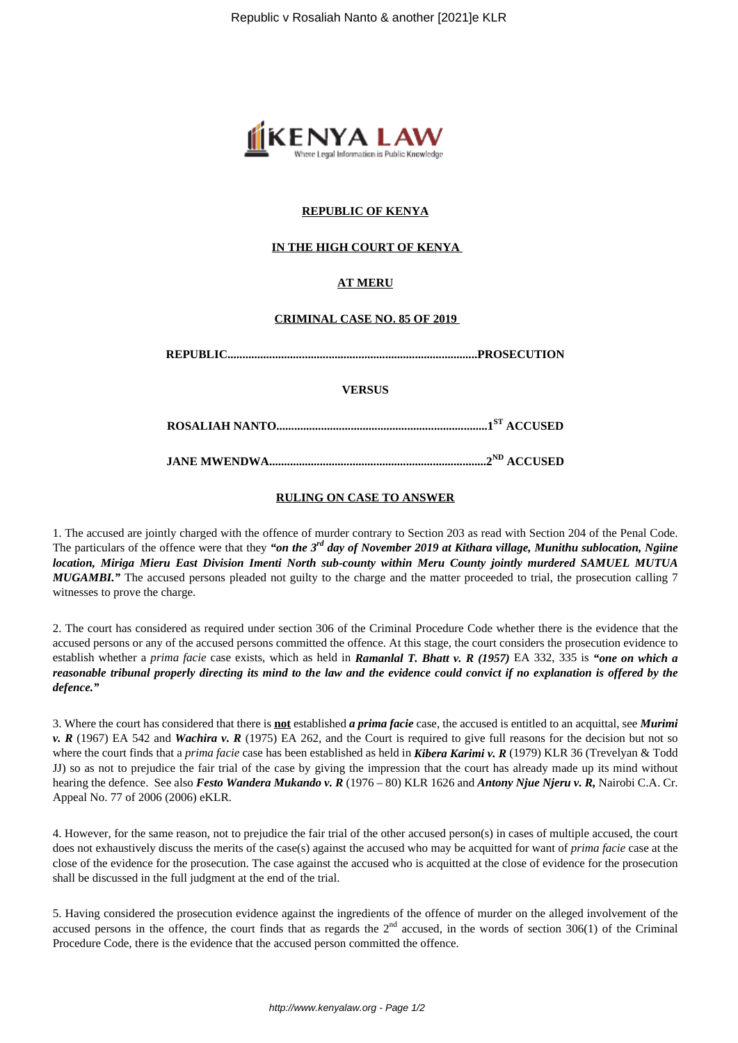**REPUBLIC OF KENYA**

**IN THE HIGH COURT OF KENYA**

**AT MERU**

**CRIMINAL CASE NO. 85 OF 2019**

**REPUBLIC..................................................................................PROSECUTION**

**VERSUS**

**ROSALIAH NANTO.....................................................................1ST ACCUSED**

**JANE MWENDWA.......................................................................2ND ACCUSED**

**RULING ON CASE TO ANSWER**

1. The accused are jointly charged with the offence of murder contrary to Section 203 as read with Section 204 of the Penal Code. The particulars of the offence were that they ***"on the 3rd day of November 2019 at Kithara village, Munithu sublocation, Ngiine location, Miriga Mieru East Division Imenti North sub-county within Meru County jointly murdered SAMUEL MUTUA MUGAMBI."*** The accused persons pleaded not guilty to the charge and the matter proceeded to trial, the prosecution calling 7 witnesses to prove the charge.

2. The court has considered as required under section 306 of the Criminal Procedure Code whether there is the evidence that the accused persons or any of the accused persons committed the offence. At this stage, the court considers the prosecution evidence to establish whether a *prima facie* case exists, which as held in ***Ramanlal T. Bhatt v. R (1957)*** EA 332, 335 is ***"one on which a reasonable tribunal properly directing its mind to the law and the evidence could convict if no explanation is offered by the defence."***

3. Where the court has considered that there is **not** established ***a prima facie*** case, the accused is entitled to an acquittal, see ***Murimi v. R*** (1967) EA 542 and ***Wachira v. R*** (1975) EA 262, and the Court is required to give full reasons for the decision but not so where the court finds that a *prima facie* case has been established as held in ***Kibera Karimi v. R*** (1979) KLR 36 (Trevelyan & Todd JJ) so as not to prejudice the fair trial of the case by giving the impression that the court has already made up its mind without hearing the defence. See also ***Festo Wandera Mukando v. R*** (1976 – 80) KLR 1626 and ***Antony Njue Njeru v. R,*** Nairobi C.A. Cr. Appeal No. 77 of 2006 (2006) eKLR.

4. However, for the same reason, not to prejudice the fair trial of the other accused person(s) in cases of multiple accused, the court does not exhaustively discuss the merits of the case(s) against the accused who may be acquitted for want of *prima facie* case at the close of the evidence for the prosecution. The case against the accused who is acquitted at the close of evidence for the prosecution shall be discussed in the full judgment at the end of the trial.

5. Having considered the prosecution evidence against the ingredients of the offence of murder on the alleged involvement of the accused persons in the offence, the court finds that as regards the 2nd accused, in the words of section 306(1) of the Criminal Procedure Code, there is the evidence that the accused person committed the offence.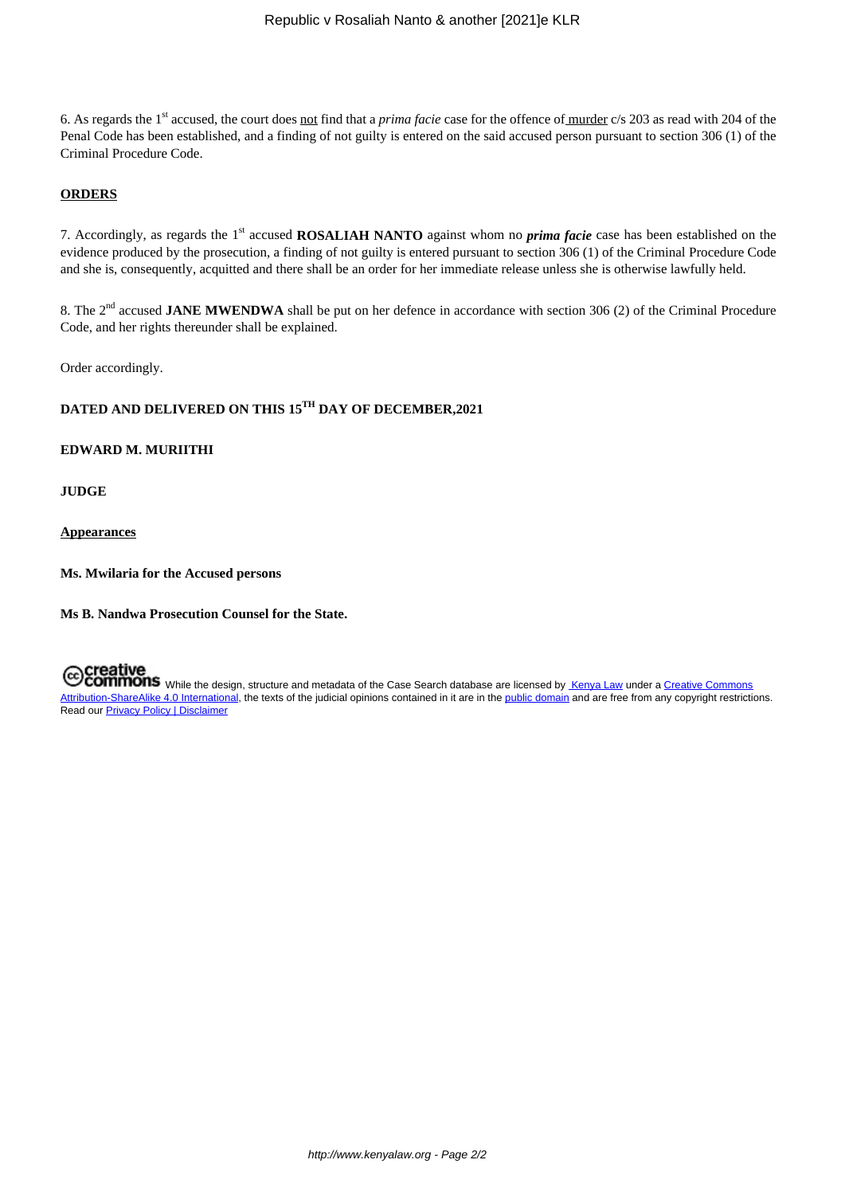6. As regards the 1st accused, the court does not find that a *prima facie* case for the offence of murder c/s 203 as read with 204 of the Penal Code has been established, and a finding of not guilty is entered on the said accused person pursuant to section 306 (1) of the Criminal Procedure Code.

**ORDERS**

7. Accordingly, as regards the 1st accused **ROSALIAH NANTO** against whom no ***prima facie*** case has been established on the evidence produced by the prosecution, a finding of not guilty is entered pursuant to section 306 (1) of the Criminal Procedure Code and she is, consequently, acquitted and there shall be an order for her immediate release unless she is otherwise lawfully held.

8. The 2nd accused **JANE MWENDWA** shall be put on her defence in accordance with section 306 (2) of the Criminal Procedure Code, and her rights thereunder shall be explained.

Order accordingly.

**DATED AND DELIVERED ON THIS 15TH DAY OF DECEMBER,2021**

**EDWARD M. MURIITHI**

**JUDGE**

**Appearances**

**Ms. Mwilaria for the Accused persons**

**Ms B. Nandwa Prosecution Counsel for the State.**

While the design, structure and metadata of the Case Search database are licensed by Kenya Law under a Creative Commons Attribution-ShareAlike 4.0 International, the texts of the judicial opinions contained in it are in the public domain and are free from any copyright restrictions. Read our Privacy Policy | Disclaimer